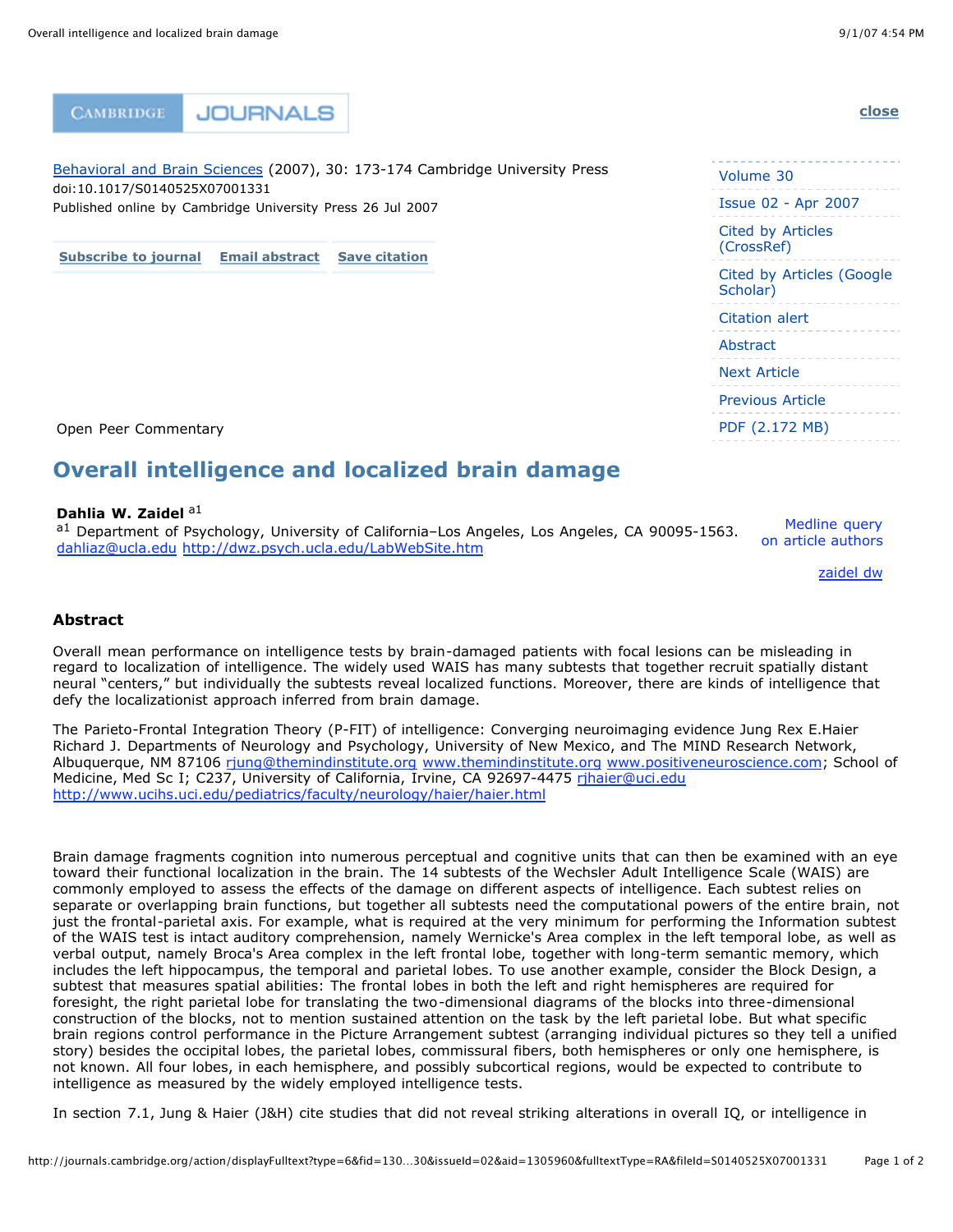Behavioral and Brain Sciences (2007), 30: 173-174 Cambridge University Press
doi:10.1017/S0140525X07001331
Published online by Cambridge University Press 26 Jul 2007

Open Peer Commentary

# Overall intelligence and localized brain damage

**Dahlia W. Zaidel** [a1]

[a1] Department of Psychology, University of California–Los Angeles, Los Angeles, CA 90095-1563. dahliaz@ucla.edu http://dwz.psych.ucla.edu/LabWebSite.htm

## Abstract

Overall mean performance on intelligence tests by brain-damaged patients with focal lesions can be misleading in regard to localization of intelligence. The widely used WAIS has many subtests that together recruit spatially distant neural "centers," but individually the subtests reveal localized functions. Moreover, there are kinds of intelligence that defy the localizationist approach inferred from brain damage.

The Parieto-Frontal Integration Theory (P-FIT) of intelligence: Converging neuroimaging evidence Jung Rex E.Haier Richard J. Departments of Neurology and Psychology, University of New Mexico, and The MIND Research Network, Albuquerque, NM 87106 rjung@themindinstitute.org www.themindinstitute.org www.positiveneuroscience.com; School of Medicine, Med Sc I; C237, University of California, Irvine, CA 92697-4475 rjhaier@uci.edu http://www.ucihs.uci.edu/pediatrics/faculty/neurology/haier/haier.html

Brain damage fragments cognition into numerous perceptual and cognitive units that can then be examined with an eye toward their functional localization in the brain. The 14 subtests of the Wechsler Adult Intelligence Scale (WAIS) are commonly employed to assess the effects of the damage on different aspects of intelligence. Each subtest relies on separate or overlapping brain functions, but together all subtests need the computational powers of the entire brain, not just the frontal-parietal axis. For example, what is required at the very minimum for performing the Information subtest of the WAIS test is intact auditory comprehension, namely Wernicke's Area complex in the left temporal lobe, as well as verbal output, namely Broca's Area complex in the left frontal lobe, together with long-term semantic memory, which includes the left hippocampus, the temporal and parietal lobes. To use another example, consider the Block Design, a subtest that measures spatial abilities: The frontal lobes in both the left and right hemispheres are required for foresight, the right parietal lobe for translating the two-dimensional diagrams of the blocks into three-dimensional construction of the blocks, not to mention sustained attention on the task by the left parietal lobe. But what specific brain regions control performance in the Picture Arrangement subtest (arranging individual pictures so they tell a unified story) besides the occipital lobes, the parietal lobes, commissural fibers, both hemispheres or only one hemisphere, is not known. All four lobes, in each hemisphere, and possibly subcortical regions, would be expected to contribute to intelligence as measured by the widely employed intelligence tests.

In section 7.1, Jung & Haier (J&H) cite studies that did not reveal striking alterations in overall IQ, or intelligence in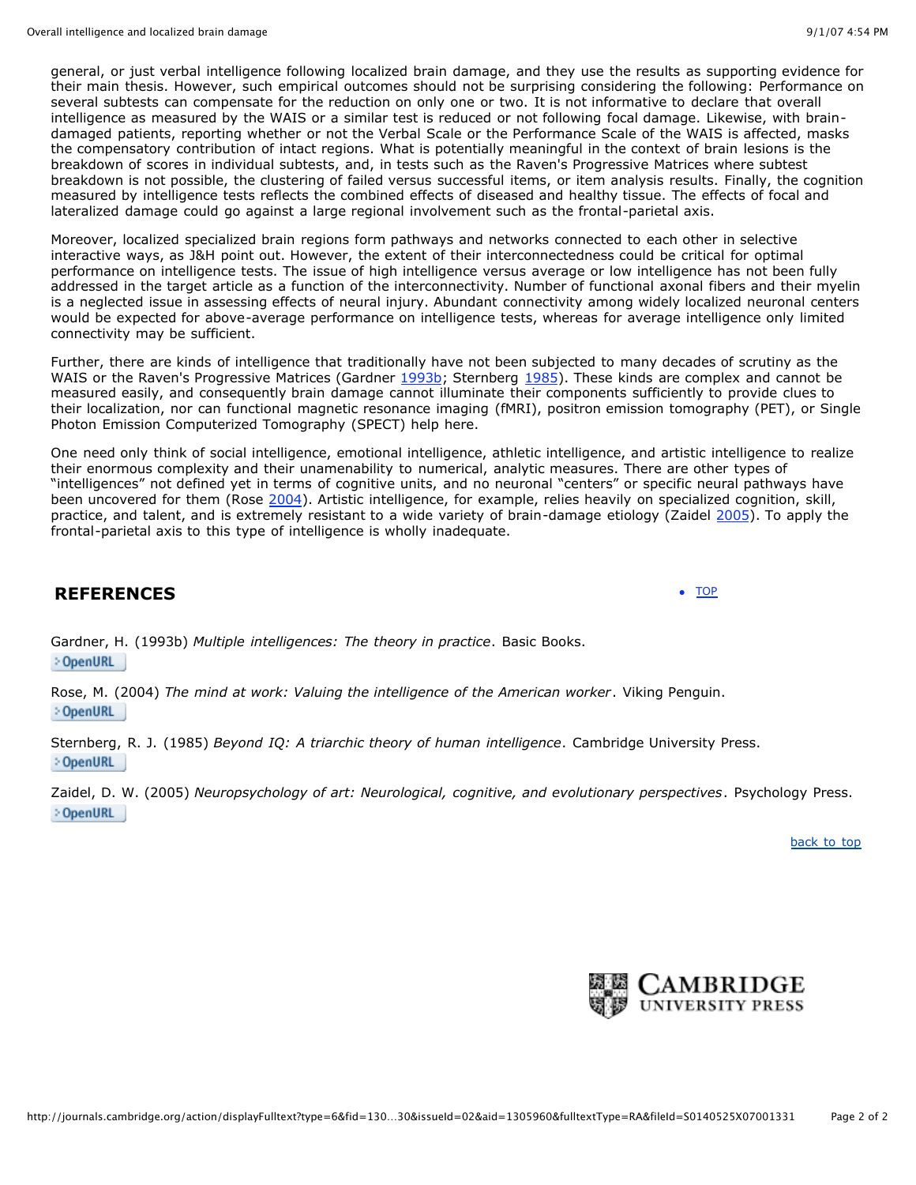general, or just verbal intelligence following localized brain damage, and they use the results as supporting evidence for their main thesis. However, such empirical outcomes should not be surprising considering the following: Performance on several subtests can compensate for the reduction on only one or two. It is not informative to declare that overall intelligence as measured by the WAIS or a similar test is reduced or not following focal damage. Likewise, with brain-damaged patients, reporting whether or not the Verbal Scale or the Performance Scale of the WAIS is affected, masks the compensatory contribution of intact regions. What is potentially meaningful in the context of brain lesions is the breakdown of scores in individual subtests, and, in tests such as the Raven's Progressive Matrices where subtest breakdown is not possible, the clustering of failed versus successful items, or item analysis results. Finally, the cognition measured by intelligence tests reflects the combined effects of diseased and healthy tissue. The effects of focal and lateralized damage could go against a large regional involvement such as the frontal-parietal axis.

Moreover, localized specialized brain regions form pathways and networks connected to each other in selective interactive ways, as J&H point out. However, the extent of their interconnectedness could be critical for optimal performance on intelligence tests. The issue of high intelligence versus average or low intelligence has not been fully addressed in the target article as a function of the interconnectivity. Number of functional axonal fibers and their myelin is a neglected issue in assessing effects of neural injury. Abundant connectivity among widely localized neuronal centers would be expected for above-average performance on intelligence tests, whereas for average intelligence only limited connectivity may be sufficient.

Further, there are kinds of intelligence that traditionally have not been subjected to many decades of scrutiny as the WAIS or the Raven's Progressive Matrices (Gardner 1993b; Sternberg 1985). These kinds are complex and cannot be measured easily, and consequently brain damage cannot illuminate their components sufficiently to provide clues to their localization, nor can functional magnetic resonance imaging (fMRI), positron emission tomography (PET), or Single Photon Emission Computerized Tomography (SPECT) help here.

One need only think of social intelligence, emotional intelligence, athletic intelligence, and artistic intelligence to realize their enormous complexity and their unamenability to numerical, analytic measures. There are other types of "intelligences" not defined yet in terms of cognitive units, and no neuronal "centers" or specific neural pathways have been uncovered for them (Rose 2004). Artistic intelligence, for example, relies heavily on specialized cognition, skill, practice, and talent, and is extremely resistant to a wide variety of brain-damage etiology (Zaidel 2005). To apply the frontal-parietal axis to this type of intelligence is wholly inadequate.

## REFERENCES

Gardner, H. (1993b) *Multiple intelligences: The theory in practice*. Basic Books.

Rose, M. (2004) *The mind at work: Valuing the intelligence of the American worker*. Viking Penguin.

Sternberg, R. J. (1985) *Beyond IQ: A triarchic theory of human intelligence*. Cambridge University Press.

Zaidel, D. W. (2005) *Neuropsychology of art: Neurological, cognitive, and evolutionary perspectives*. Psychology Press.